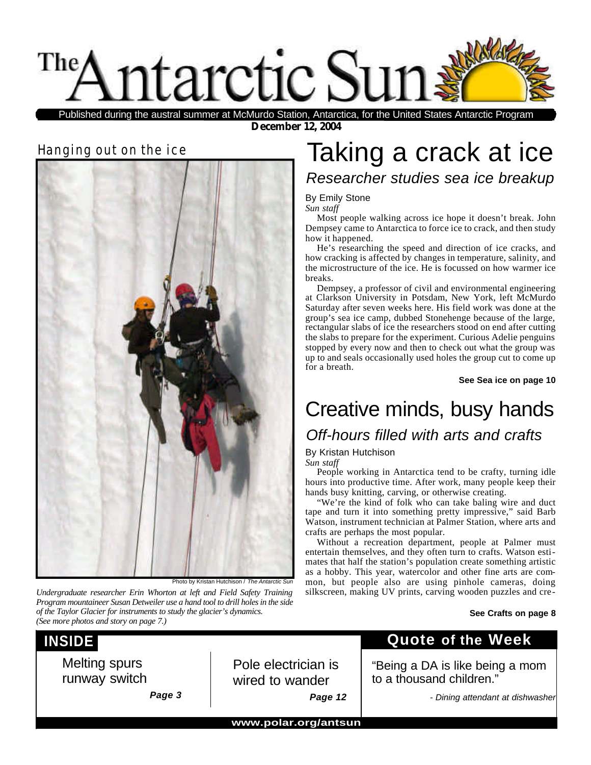# The Antarctic Sun

Published during the austral summer at McMurdo Station, Antarctica, for the United States Antarctic Program

**December 12, 2004**

## Hanging out on the ice

Photo by Kristan Hutchison / *The Antarctic Sun*

*Undergraduate researcher Erin Whorton at left and Field Safety Training Program mountaineer Susan Detweiler use a hand tool to drill holes in the side of the Taylor Glacier for instruments to study the glacier's dynamics. (See more photos and story on page 7.)*

# Taking a crack at ice

## *Researcher studies sea ice breakup*

By Emily Stone
*Sun staff*

Most people walking across ice hope it doesn't break. John Dempsey came to Antarctica to force ice to crack, and then study how it happened.

He's researching the speed and direction of ice cracks, and how cracking is affected by changes in temperature, salinity, and the microstructure of the ice. He is focussed on how warmer ice breaks.

Dempsey, a professor of civil and environmental engineering at Clarkson University in Potsdam, New York, left McMurdo Saturday after seven weeks here. His field work was done at the group's sea ice camp, dubbed Stonehenge because of the large, rectangular slabs of ice the researchers stood on end after cutting the slabs to prepare for the experiment. Curious Adelie penguins stopped by every now and then to check out what the group was up to and seals occasionally used holes the group cut to come up for a breath.

**See Sea ice on page 10**

# Creative minds, busy hands

## *Off-hours filled with arts and crafts*

By Kristan Hutchison
*Sun staff*

People working in Antarctica tend to be crafty, turning idle hours into productive time. After work, many people keep their hands busy knitting, carving, or otherwise creating.

"We're the kind of folk who can take baling wire and duct tape and turn it into something pretty impressive," said Barb Watson, instrument technician at Palmer Station, where arts and crafts are perhaps the most popular.

Without a recreation department, people at Palmer must entertain themselves, and they often turn to crafts. Watson estimates that half the station's population create something artistic as a hobby. This year, watercolor and other fine arts are common, but people also are using pinhole cameras, doing silkscreen, making UV prints, carving wooden puzzles and cre-

**See Crafts on page 8**

## INSIDE

Melting spurs runway switch — *Page 3*

Pole electrician is wired to wander — *Page 12*

## Quote of the Week

"Being a DA is like being a mom to a thousand children."

*- Dining attendant at dishwasher*

www.polar.org/antsun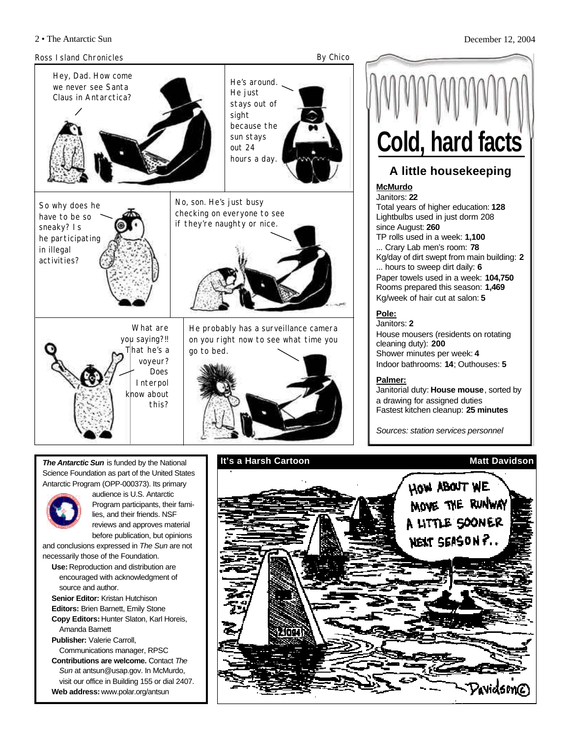## Ross Island Chronicles

By Chico

Hey, Dad. How come we never see Santa Claus in Antarctica?

He's around. He just stays out of sight because the sun stays out 24 hours a day.

So why does he have to be so sneaky? Is he participating in illegal activities?

No, son. He's just busy checking on everyone to see if they're naughty or nice.

What are you saying?!! That he's a voyeur? Does Interpol know about this?

He probably has a surveillance camera on you right now to see what time you go to bed.

# Cold, hard facts

## A little housekeeping

**McMurdo**

Janitors: **22**
Total years of higher education: **128**
Lightbulbs used in just dorm 208 since August: **260**
TP rolls used in a week: **1,100**
... Crary Lab men's room: **78**
Kg/day of dirt swept from main building: **2**
... hours to sweep dirt daily: **6**
Paper towels used in a week: **104,750**
Rooms prepared this season: **1,469**
Kg/week of hair cut at salon: **5**

**Pole:**

Janitors: **2**
House mousers (residents on rotating cleaning duty): **200**
Shower minutes per week: **4**
Indoor bathrooms: **14**; Outhouses: **5**

**Palmer:**

Janitorial duty: **House mouse**, sorted by a drawing for assigned duties
Fastest kitchen cleanup: **25 minutes**

*Sources: station services personnel*

***The Antarctic Sun*** is funded by the National Science Foundation as part of the United States Antarctic Program (OPP-000373). Its primary audience is U.S. Antarctic Program participants, their families, and their friends. NSF reviews and approves material before publication, but opinions and conclusions expressed in *The Sun* are not necessarily those of the Foundation.

**Use:** Reproduction and distribution are encouraged with acknowledgment of source and author.
**Senior Editor:** Kristan Hutchison
**Editors:** Brien Barnett, Emily Stone
**Copy Editors:** Hunter Slaton, Karl Horeis, Amanda Barnett
**Publisher:** Valerie Carroll, Communications manager, RPSC
**Contributions are welcome.** Contact *The Sun* at antsun@usap.gov. In McMurdo, visit our office in Building 155 or dial 2407.
**Web address:** www.polar.org/antsun

## It's a Harsh Cartoon

**Matt Davidson**

HOW ABOUT WE MOVE THE RUNWAY A LITTLE SOONER NEXT SEASON?..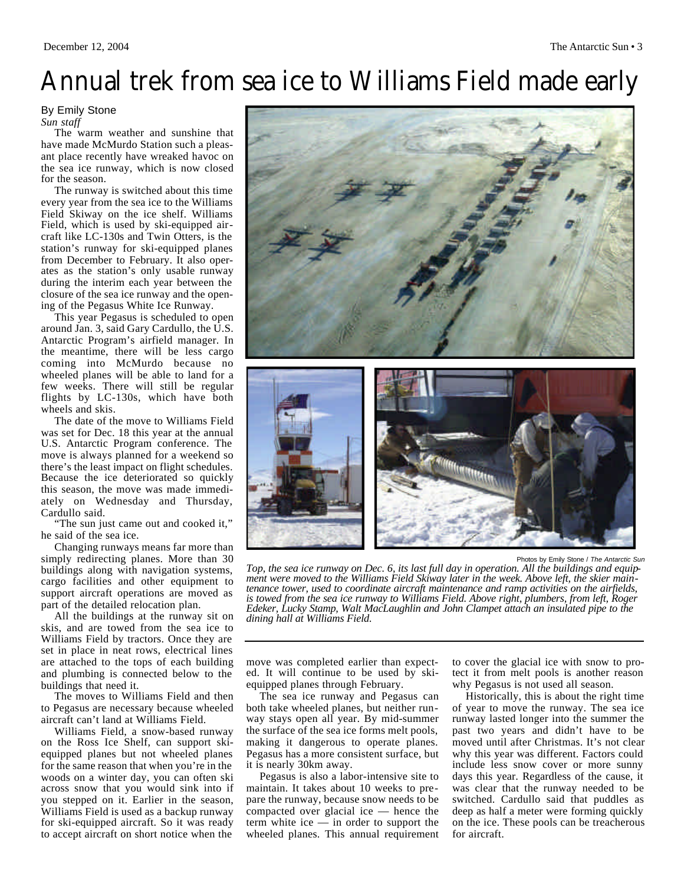# Annual trek from sea ice to Williams Field made early

By Emily Stone
*Sun staff*

The warm weather and sunshine that have made McMurdo Station such a pleasant place recently have wreaked havoc on the sea ice runway, which is now closed for the season.

The runway is switched about this time every year from the sea ice to the Williams Field Skiway on the ice shelf. Williams Field, which is used by ski-equipped aircraft like LC-130s and Twin Otters, is the station's runway for ski-equipped planes from December to February. It also operates as the station's only usable runway during the interim each year between the closure of the sea ice runway and the opening of the Pegasus White Ice Runway.

This year Pegasus is scheduled to open around Jan. 3, said Gary Cardullo, the U.S. Antarctic Program's airfield manager. In the meantime, there will be less cargo coming into McMurdo because no wheeled planes will be able to land for a few weeks. There will still be regular flights by LC-130s, which have both wheels and skis.

The date of the move to Williams Field was set for Dec. 18 this year at the annual U.S. Antarctic Program conference. The move is always planned for a weekend so there's the least impact on flight schedules. Because the ice deteriorated so quickly this season, the move was made immediately on Wednesday and Thursday, Cardullo said.

"The sun just came out and cooked it," he said of the sea ice.

Changing runways means far more than simply redirecting planes. More than 30 buildings along with navigation systems, cargo facilities and other equipment to support aircraft operations are moved as part of the detailed relocation plan.

All the buildings at the runway sit on skis, and are towed from the sea ice to Williams Field by tractors. Once they are set in place in neat rows, electrical lines are attached to the tops of each building and plumbing is connected below to the buildings that need it.

The moves to Williams Field and then to Pegasus are necessary because wheeled aircraft can't land at Williams Field.

Williams Field, a snow-based runway on the Ross Ice Shelf, can support ski-equipped planes but not wheeled planes for the same reason that when you're in the woods on a winter day, you can often ski across snow that you would sink into if you stepped on it. Earlier in the season, Williams Field is used as a backup runway for ski-equipped aircraft. So it was ready to accept aircraft on short notice when the move was completed earlier than expected. It will continue to be used by ski-equipped planes through February.

The sea ice runway and Pegasus can both take wheeled planes, but neither runway stays open all year. By mid-summer the surface of the sea ice forms melt pools, making it dangerous to operate planes. Pegasus has a more consistent surface, but it is nearly 30km away.

Pegasus is also a labor-intensive site to maintain. It takes about 10 weeks to prepare the runway, because snow needs to be compacted over glacial ice — hence the term white ice — in order to support the wheeled planes. This annual requirement to cover the glacial ice with snow to protect it from melt pools is another reason why Pegasus is not used all season.

Historically, this is about the right time of year to move the runway. The sea ice runway lasted longer into the summer the past two years and didn't have to be moved until after Christmas. It's not clear why this year was different. Factors could include less snow cover or more sunny days this year. Regardless of the cause, it was clear that the runway needed to be switched. Cardullo said that puddles as deep as half a meter were forming quickly on the ice. These pools can be treacherous for aircraft.

Photos by Emily Stone / *The Antarctic Sun*

*Top, the sea ice runway on Dec. 6, its last full day in operation. All the buildings and equipment were moved to the Williams Field Skiway later in the week. Above left, the skier maintenance tower, used to coordinate aircraft maintenance and ramp activities on the airfields, is towed from the sea ice runway to Williams Field. Above right, plumbers, from left, Roger Edeker, Lucky Stamp, Walt MacLaughlin and John Clampet attach an insulated pipe to the dining hall at Williams Field.*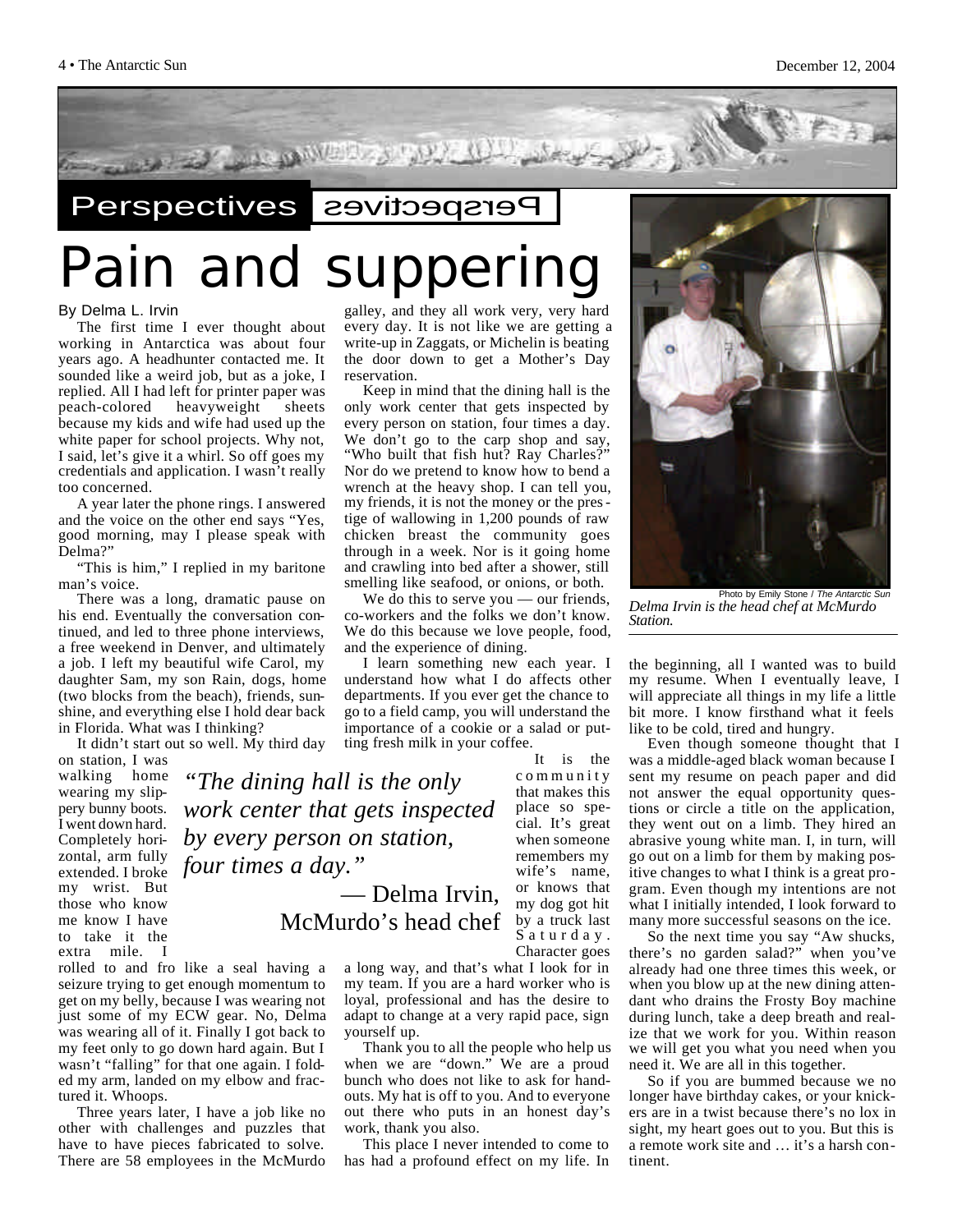Perspectives

# Pain and suppering

By Delma L. Irvin

The first time I ever thought about working in Antarctica was about four years ago. A headhunter contacted me. It sounded like a weird job, but as a joke, I replied. All I had left for printer paper was peach-colored heavyweight sheets because my kids and wife had used up the white paper for school projects. Why not, I said, let's give it a whirl. So off goes my credentials and application. I wasn't really too concerned.

A year later the phone rings. I answered and the voice on the other end says "Yes, good morning, may I please speak with Delma?"

"This is him," I replied in my baritone man's voice.

There was a long, dramatic pause on his end. Eventually the conversation continued, and led to three phone interviews, a free weekend in Denver, and ultimately a job. I left my beautiful wife Carol, my daughter Sam, my son Rain, dogs, home (two blocks from the beach), friends, sunshine, and everything else I hold dear back in Florida. What was I thinking?

It didn't start out so well. My third day on station, I was walking home wearing my slippery bunny boots. I went down hard. Completely horizontal, arm fully extended. I broke my wrist. But those who know me know I have to take it the extra mile. I rolled to and fro like a seal having a seizure trying to get enough momentum to get on my belly, because I was wearing not just some of my ECW gear. No, Delma was wearing all of it. Finally I got back to my feet only to go down hard again. But I wasn't "falling" for that one again. I folded my arm, landed on my elbow and fractured it. Whoops.

Three years later, I have a job like no other with challenges and puzzles that have to have pieces fabricated to solve. There are 58 employees in the McMurdo galley, and they all work very, very hard every day. It is not like we are getting a write-up in Zaggats, or Michelin is beating the door down to get a Mother's Day reservation.

Keep in mind that the dining hall is the only work center that gets inspected by every person on station, four times a day. We don't go to the carp shop and say, "Who built that fish hut? Ray Charles?" Nor do we pretend to know how to bend a wrench at the heavy shop. I can tell you, my friends, it is not the money or the prestige of wallowing in 1,200 pounds of raw chicken breast the community goes through in a week. Nor is it going home and crawling into bed after a shower, still smelling like seafood, or onions, or both.

We do this to serve you — our friends, co-workers and the folks we don't know. We do this because we love people, food, and the experience of dining.

I learn something new each year. I understand how what I do affects other departments. If you ever get the chance to go to a field camp, you will understand the importance of a cookie or a salad or putting fresh milk in your coffee.

> *"The dining hall is the only work center that gets inspected by every person on station, four times a day."*
>
> — Delma Irvin, McMurdo's head chef

It is the community that makes this place so special. It's great when someone remembers my wife's name, or knows that my dog got hit by a truck last Saturday. Character goes a long way, and that's what I look for in my team. If you are a hard worker who is loyal, professional and has the desire to adapt to change at a very rapid pace, sign yourself up.

Thank you to all the people who help us when we are "down." We are a proud bunch who does not like to ask for handouts. My hat is off to you. And to everyone out there who puts in an honest day's work, thank you also.

This place I never intended to come to has had a profound effect on my life. In the beginning, all I wanted was to build my resume. When I eventually leave, I will appreciate all things in my life a little bit more. I know firsthand what it feels like to be cold, tired and hungry.

Even though someone thought that I was a middle-aged black woman because I sent my resume on peach paper and did not answer the equal opportunity questions or circle a title on the application, they went out on a limb. They hired an abrasive young white man. I, in turn, will go out on a limb for them by making positive changes to what I think is a great program. Even though my intentions are not what I initially intended, I look forward to many more successful seasons on the ice.

So the next time you say "Aw shucks, there's no garden salad?" when you've already had one three times this week, or when you blow up at the new dining attendant who drains the Frosty Boy machine during lunch, take a deep breath and realize that we work for you. Within reason we will get you what you need when you need it. We are all in this together.

So if you are bummed because we no longer have birthday cakes, or your knickers are in a twist because there's no lox in sight, my heart goes out to you. But this is a remote work site and … it's a harsh continent.

Photo by Emily Stone / *The Antarctic Sun*

*Delma Irvin is the head chef at McMurdo Station.*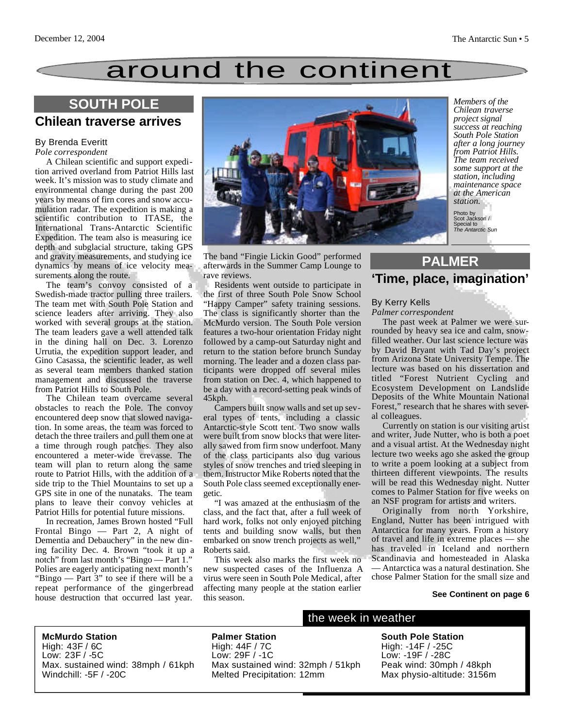# around the continent

## SOUTH POLE

### Chilean traverse arrives

By Brenda Everitt
*Pole correspondent*

A Chilean scientific and support expedition arrived overland from Patriot Hills last week. It's mission was to study climate and environmental change during the past 200 years by means of firn cores and snow accumulation radar. The expedition is making a scientific contribution to ITASE, the International Trans-Antarctic Scientific Expedition. The team also is measuring ice depth and subglacial structure, taking GPS and gravity measurements, and studying ice dynamics by means of ice velocity measurements along the route.

The team's convoy consisted of a Swedish-made tractor pulling three trailers. The team met with South Pole Station and science leaders after arriving. They also worked with several groups at the station. The team leaders gave a well attended talk in the dining hall on Dec. 3. Lorenzo Urrutia, the expedition support leader, and Gino Casassa, the scientific leader, as well as several team members thanked station management and discussed the traverse from Patriot Hills to South Pole.

The Chilean team overcame several obstacles to reach the Pole. The convoy encountered deep snow that slowed navigation. In some areas, the team was forced to detach the three trailers and pull them one at a time through rough patches. They also encountered a meter-wide crevasse. The team will plan to return along the same route to Patriot Hills, with the addition of a side trip to the Thiel Mountains to set up a GPS site in one of the nunataks. The team plans to leave their convoy vehicles at Patriot Hills for potential future missions.

In recreation, James Brown hosted "Full Frontal Bingo — Part 2, A night of Dementia and Debauchery" in the new dining facility Dec. 4. Brown "took it up a notch" from last month's "Bingo — Part 1." Polies are eagerly anticipating next month's "Bingo — Part 3" to see if there will be a repeat performance of the gingerbread house destruction that occurred last year. The band "Fingie Lickin Good" performed afterwards in the Summer Camp Lounge to rave reviews.

Residents went outside to participate in the first of three South Pole Snow School "Happy Camper" safety training sessions. The class is significantly shorter than the McMurdo version. The South Pole version features a two-hour orientation Friday night followed by a camp-out Saturday night and return to the station before brunch Sunday morning. The leader and a dozen class participants were dropped off several miles from station on Dec. 4, which happened to be a day with a record-setting peak winds of 45kph.

Campers built snow walls and set up several types of tents, including a classic Antarctic-style Scott tent. Two snow walls were built from snow blocks that were literally sawed from firm snow underfoot. Many of the class participants also dug various styles of snow trenches and tried sleeping in them. Instructor Mike Roberts noted that the South Pole class seemed exceptionally energetic.

"I was amazed at the enthusiasm of the class, and the fact that, after a full week of hard work, folks not only enjoyed pitching tents and building snow walls, but then embarked on snow trench projects as well," Roberts said.

This week also marks the first week no new suspected cases of the Influenza A virus were seen in South Pole Medical, after affecting many people at the station earlier this season.

*Members of the Chilean traverse project signal success at reaching South Pole Station after a long journey from Patriot Hills. The team received some support at the station, including maintenance space at the American station.*

Photo by Scot Jackson / Special to *The Antarctic Sun*

## PALMER

### 'Time, place, imagination'

By Kerry Kells
*Palmer correspondent*

The past week at Palmer we were surrounded by heavy sea ice and calm, snow-filled weather. Our last science lecture was by David Bryant with Tad Day's project from Arizona State University Tempe. The lecture was based on his dissertation and titled "Forest Nutrient Cycling and Ecosystem Development on Landslide Deposits of the White Mountain National Forest," research that he shares with several colleagues.

Currently on station is our visiting artist and writer, Jude Nutter, who is both a poet and a visual artist. At the Wednesday night lecture two weeks ago she asked the group to write a poem looking at a subject from thirteen different viewpoints. The results will be read this Wednesday night. Nutter comes to Palmer Station for five weeks on an NSF program for artists and writers.

Originally from north Yorkshire, England, Nutter has been intrigued with Antarctica for many years. From a history of travel and life in extreme places — she has traveled in Iceland and northern Scandinavia and homesteaded in Alaska — Antarctica was a natural destination. She chose Palmer Station for the small size and

**See Continent on page 6**

## the week in weather

**McMurdo Station**
High: 43F / 6C
Low: 23F / -5C
Max. sustained wind: 38mph / 61kph
Windchill: -5F / -20C

**Palmer Station**
High: 44F / 7C
Low: 29F / -1C
Max sustained wind: 32mph / 51kph
Melted Precipitation: 12mm

**South Pole Station**
High: -14F / -25C
Low: -19F / -28C
Peak wind: 30mph / 48kph
Max physio-altitude: 3156m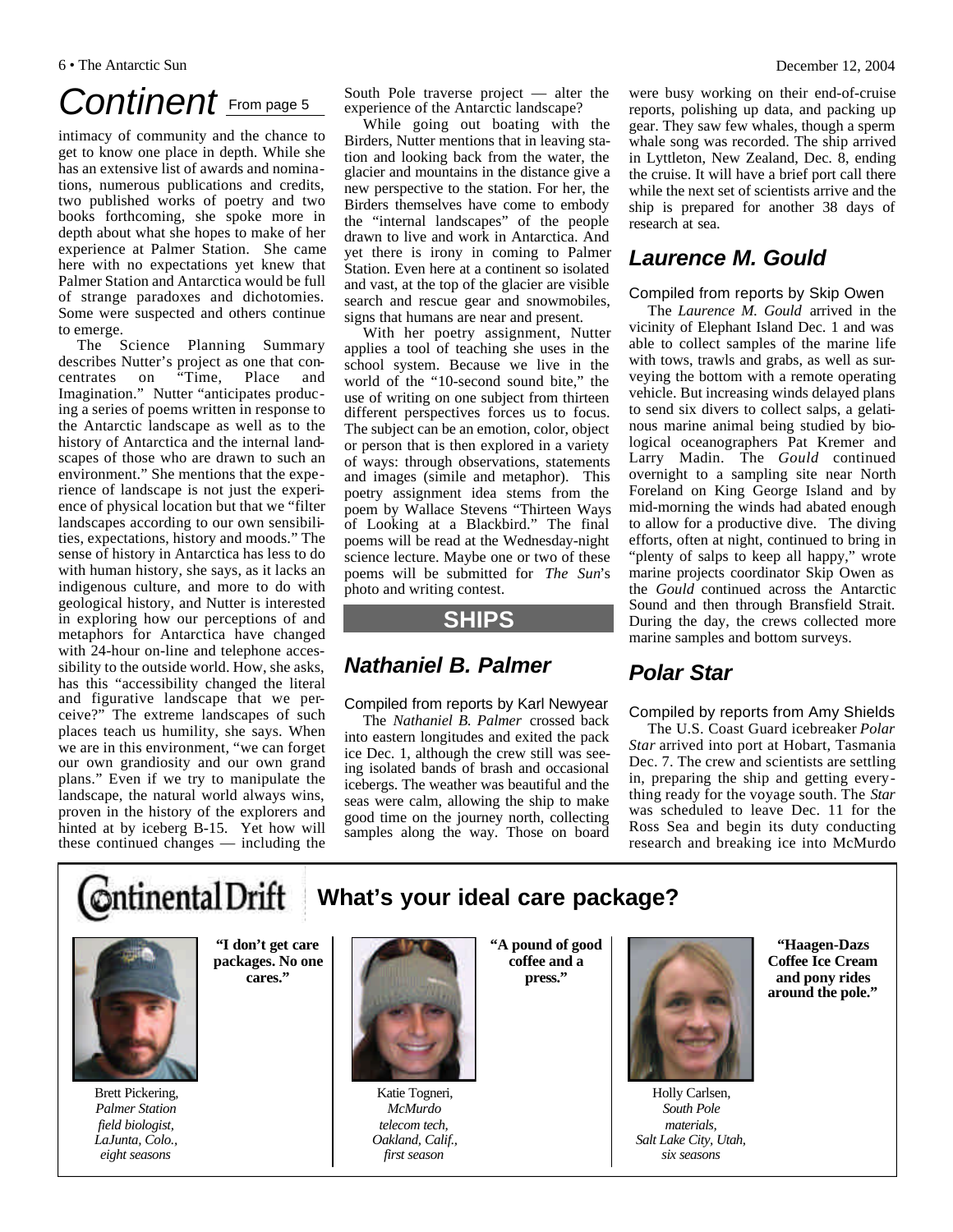# Continent From page 5

intimacy of community and the chance to get to know one place in depth. While she has an extensive list of awards and nominations, numerous publications and credits, two published works of poetry and two books forthcoming, she spoke more in depth about what she hopes to make of her experience at Palmer Station. She came here with no expectations yet knew that Palmer Station and Antarctica would be full of strange paradoxes and dichotomies. Some were suspected and others continue to emerge.

The Science Planning Summary describes Nutter's project as one that concentrates on "Time, Place and Imagination." Nutter "anticipates producing a series of poems written in response to the Antarctic landscape as well as to the history of Antarctica and the internal landscapes of those who are drawn to such an environment." She mentions that the experience of landscape is not just the experience of physical location but that we "filter landscapes according to our own sensibilities, expectations, history and moods." The sense of history in Antarctica has less to do with human history, she says, as it lacks an indigenous culture, and more to do with geological history, and Nutter is interested in exploring how our perceptions of and metaphors for Antarctica have changed with 24-hour on-line and telephone accessibility to the outside world. How, she asks, has this "accessibility changed the literal and figurative landscape that we perceive?" The extreme landscapes of such places teach us humility, she says. When we are in this environment, "we can forget our own grandiosity and our own grand plans." Even if we try to manipulate the landscape, the natural world always wins, proven in the history of the explorers and hinted at by iceberg B-15. Yet how will these continued changes — including the South Pole traverse project — alter the experience of the Antarctic landscape?

While going out boating with the Birders, Nutter mentions that in leaving station and looking back from the water, the glacier and mountains in the distance give a new perspective to the station. For her, the Birders themselves have come to embody the "internal landscapes" of the people drawn to live and work in Antarctica. And yet there is irony in coming to Palmer Station. Even here at a continent so isolated and vast, at the top of the glacier are visible search and rescue gear and snowmobiles, signs that humans are near and present.

With her poetry assignment, Nutter applies a tool of teaching she uses in the school system. Because we live in the world of the "10-second sound bite," the use of writing on one subject from thirteen different perspectives forces us to focus. The subject can be an emotion, color, object or person that is then explored in a variety of ways: through observations, statements and images (simile and metaphor). This poetry assignment idea stems from the poem by Wallace Stevens "Thirteen Ways of Looking at a Blackbird." The final poems will be read at the Wednesday-night science lecture. Maybe one or two of these poems will be submitted for *The Sun*'s photo and writing contest.

## SHIPS

### Nathaniel B. Palmer

Compiled from reports by Karl Newyear

The *Nathaniel B. Palmer* crossed back into eastern longitudes and exited the pack ice Dec. 1, although the crew still was seeing isolated bands of brash and occasional icebergs. The weather was beautiful and the seas were calm, allowing the ship to make good time on the journey north, collecting samples along the way. Those on board were busy working on their end-of-cruise reports, polishing up data, and packing up gear. They saw few whales, though a sperm whale song was recorded. The ship arrived in Lyttleton, New Zealand, Dec. 8, ending the cruise. It will have a brief port call there while the next set of scientists arrive and the ship is prepared for another 38 days of research at sea.

### Laurence M. Gould

Compiled from reports by Skip Owen

The *Laurence M. Gould* arrived in the vicinity of Elephant Island Dec. 1 and was able to collect samples of the marine life with tows, trawls and grabs, as well as surveying the bottom with a remote operating vehicle. But increasing winds delayed plans to send six divers to collect salps, a gelatinous marine animal being studied by biological oceanographers Pat Kremer and Larry Madin. The *Gould* continued overnight to a sampling site near North Foreland on King George Island and by mid-morning the winds had abated enough to allow for a productive dive. The diving efforts, often at night, continued to bring in "plenty of salps to keep all happy," wrote marine projects coordinator Skip Owen as the *Gould* continued across the Antarctic Sound and then through Bransfield Strait. During the day, the crews collected more marine samples and bottom surveys.

### Polar Star

Compiled by reports from Amy Shields

The U.S. Coast Guard icebreaker *Polar Star* arrived into port at Hobart, Tasmania Dec. 7. The crew and scientists are settling in, preparing the ship and getting everything ready for the voyage south. The *Star* was scheduled to leave Dec. 11 for the Ross Sea and begin its duty conducting research and breaking ice into McMurdo

---

## Continental Drift — What's your ideal care package?

**"I don't get care packages. No one cares."**

Brett Pickering, *Palmer Station field biologist, LaJunta, Colo., eight seasons*

**"A pound of good coffee and a press."**

Katie Togneri, *McMurdo telecom tech, Oakland, Calif., first season*

**"Haagen-Dazs Coffee Ice Cream and pony rides around the pole."**

Holly Carlsen, *South Pole materials, Salt Lake City, Utah, six seasons*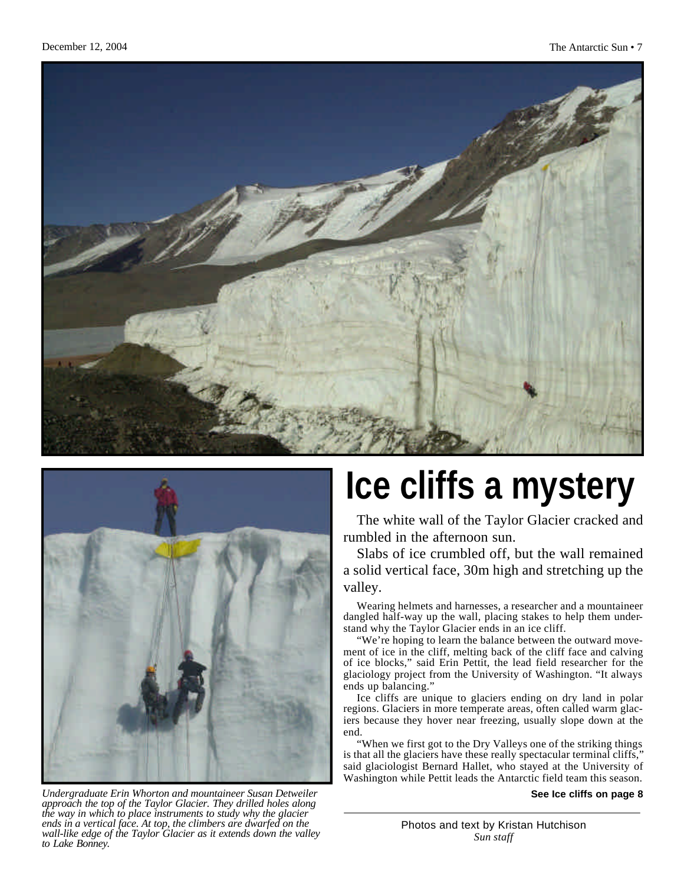Undergraduate Erin Whorton and mountaineer Susan Detweiler approach the top of the Taylor Glacier. They drilled holes along the way in which to place instruments to study why the glacier ends in a vertical face. At top, the climbers are dwarfed on the wall-like edge of the Taylor Glacier as it extends down the valley to Lake Bonney.

# Ice cliffs a mystery

The white wall of the Taylor Glacier cracked and rumbled in the afternoon sun.

Slabs of ice crumbled off, but the wall remained a solid vertical face, 30m high and stretching up the valley.

Wearing helmets and harnesses, a researcher and a mountaineer dangled half-way up the wall, placing stakes to help them understand why the Taylor Glacier ends in an ice cliff.

"We're hoping to learn the balance between the outward movement of ice in the cliff, melting back of the cliff face and calving of ice blocks," said Erin Pettit, the lead field researcher for the glaciology project from the University of Washington. "It always ends up balancing."

Ice cliffs are unique to glaciers ending on dry land in polar regions. Glaciers in more temperate areas, often called warm glaciers because they hover near freezing, usually slope down at the end.

"When we first got to the Dry Valleys one of the striking things is that all the glaciers have these really spectacular terminal cliffs," said glaciologist Bernard Hallet, who stayed at the University of Washington while Pettit leads the Antarctic field team this season.

**See Ice cliffs on page 8**

Photos and text by Kristan Hutchison
*Sun staff*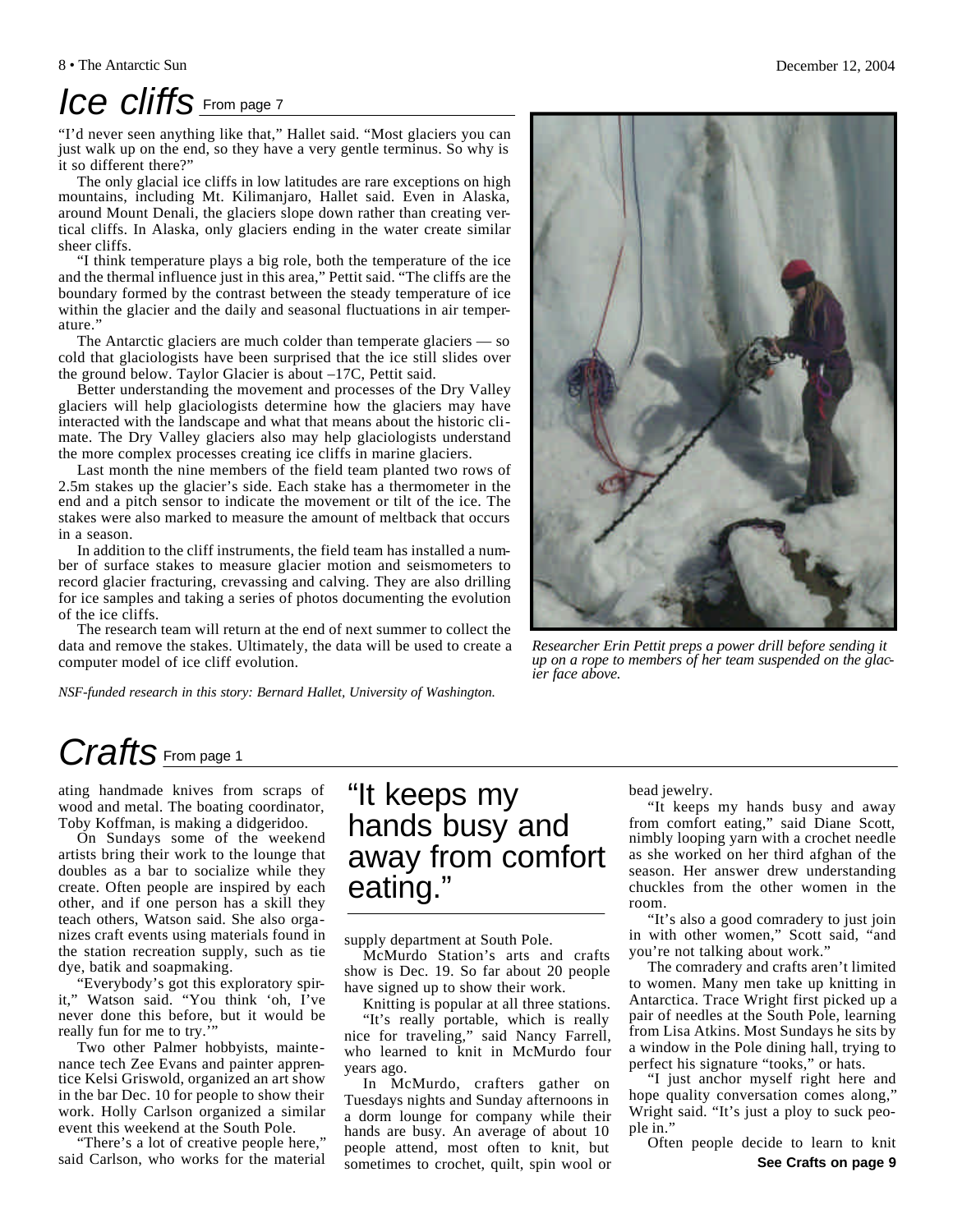# Ice cliffs From page 7

"I'd never seen anything like that," Hallet said. "Most glaciers you can just walk up on the end, so they have a very gentle terminus. So why is it so different there?"

The only glacial ice cliffs in low latitudes are rare exceptions on high mountains, including Mt. Kilimanjaro, Hallet said. Even in Alaska, around Mount Denali, the glaciers slope down rather than creating vertical cliffs. In Alaska, only glaciers ending in the water create similar sheer cliffs.

"I think temperature plays a big role, both the temperature of the ice and the thermal influence just in this area," Pettit said. "The cliffs are the boundary formed by the contrast between the steady temperature of ice within the glacier and the daily and seasonal fluctuations in air temperature."

The Antarctic glaciers are much colder than temperate glaciers — so cold that glaciologists have been surprised that the ice still slides over the ground below. Taylor Glacier is about –17C, Pettit said.

Better understanding the movement and processes of the Dry Valley glaciers will help glaciologists determine how the glaciers may have interacted with the landscape and what that means about the historic climate. The Dry Valley glaciers also may help glaciologists understand the more complex processes creating ice cliffs in marine glaciers.

Last month the nine members of the field team planted two rows of 2.5m stakes up the glacier's side. Each stake has a thermometer in the end and a pitch sensor to indicate the movement or tilt of the ice. The stakes were also marked to measure the amount of meltback that occurs in a season.

In addition to the cliff instruments, the field team has installed a number of surface stakes to measure glacier motion and seismometers to record glacier fracturing, crevassing and calving. They are also drilling for ice samples and taking a series of photos documenting the evolution of the ice cliffs.

The research team will return at the end of next summer to collect the data and remove the stakes. Ultimately, the data will be used to create a computer model of ice cliff evolution.

*NSF-funded research in this story: Bernard Hallet, University of Washington.*

*Researcher Erin Pettit preps a power drill before sending it up on a rope to members of her team suspended on the glacier face above.*

# Crafts From page 1

ating handmade knives from scraps of wood and metal. The boating coordinator, Toby Koffman, is making a didgeridoo.

On Sundays some of the weekend artists bring their work to the lounge that doubles as a bar to socialize while they create. Often people are inspired by each other, and if one person has a skill they teach others, Watson said. She also organizes craft events using materials found in the station recreation supply, such as tie dye, batik and soapmaking.

"Everybody's got this exploratory spirit," Watson said. "You think 'oh, I've never done this before, but it would be really fun for me to try.'"

Two other Palmer hobbyists, maintenance tech Zee Evans and painter apprentice Kelsi Griswold, organized an art show in the bar Dec. 10 for people to show their work. Holly Carlson organized a similar event this weekend at the South Pole.

"There's a lot of creative people here," said Carlson, who works for the material supply department at South Pole.

> "It keeps my hands busy and away from comfort eating."

McMurdo Station's arts and crafts show is Dec. 19. So far about 20 people have signed up to show their work.

Knitting is popular at all three stations.

"It's really portable, which is really nice for traveling," said Nancy Farrell, who learned to knit in McMurdo four years ago.

In McMurdo, crafters gather on Tuesdays nights and Sunday afternoons in a dorm lounge for company while their hands are busy. An average of about 10 people attend, most often to knit, but sometimes to crochet, quilt, spin wool or bead jewelry.

"It keeps my hands busy and away from comfort eating," said Diane Scott, nimbly looping yarn with a crochet needle as she worked on her third afghan of the season. Her answer drew understanding chuckles from the other women in the room.

"It's also a good comradery to just join in with other women," Scott said, "and you're not talking about work."

The comradery and crafts aren't limited to women. Many men take up knitting in Antarctica. Trace Wright first picked up a pair of needles at the South Pole, learning from Lisa Atkins. Most Sundays he sits by a window in the Pole dining hall, trying to perfect his signature "tooks," or hats.

"I just anchor myself right here and hope quality conversation comes along," Wright said. "It's just a ploy to suck people in."

Often people decide to learn to knit

**See Crafts on page 9**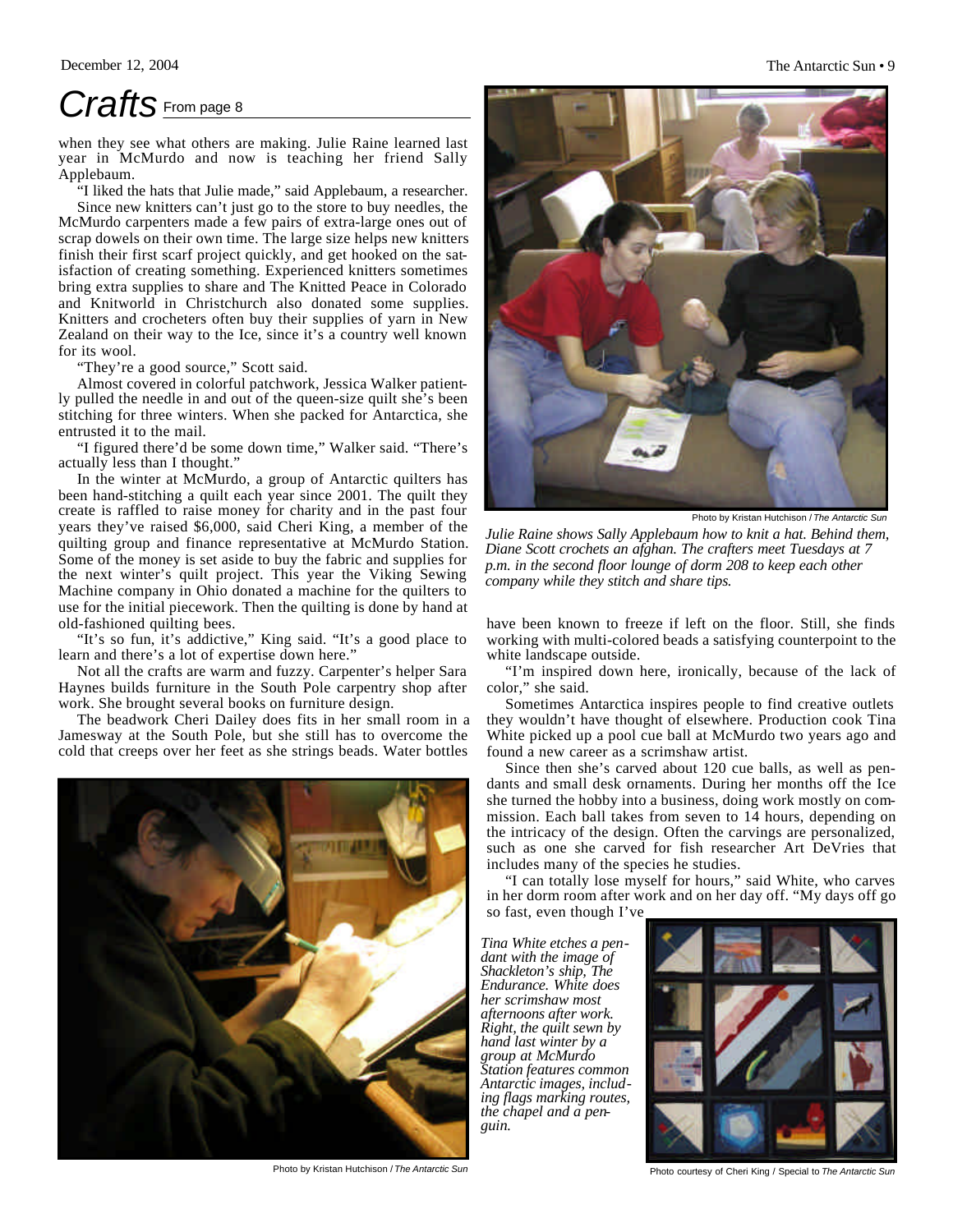# Crafts From page 8

when they see what others are making. Julie Raine learned last year in McMurdo and now is teaching her friend Sally Applebaum.

"I liked the hats that Julie made," said Applebaum, a researcher.

Since new knitters can't just go to the store to buy needles, the McMurdo carpenters made a few pairs of extra-large ones out of scrap dowels on their own time. The large size helps new knitters finish their first scarf project quickly, and get hooked on the satisfaction of creating something. Experienced knitters sometimes bring extra supplies to share and The Knitted Peace in Colorado and Knitworld in Christchurch also donated some supplies. Knitters and crocheters often buy their supplies of yarn in New Zealand on their way to the Ice, since it's a country well known for its wool.

"They're a good source," Scott said.

Almost covered in colorful patchwork, Jessica Walker patiently pulled the needle in and out of the queen-size quilt she's been stitching for three winters. When she packed for Antarctica, she entrusted it to the mail.

"I figured there'd be some down time," Walker said. "There's actually less than I thought."

In the winter at McMurdo, a group of Antarctic quilters has been hand-stitching a quilt each year since 2001. The quilt they create is raffled to raise money for charity and in the past four years they've raised $6,000, said Cheri King, a member of the quilting group and finance representative at McMurdo Station. Some of the money is set aside to buy the fabric and supplies for the next winter's quilt project. This year the Viking Sewing Machine company in Ohio donated a machine for the quilters to use for the initial piecework. Then the quilting is done by hand at old-fashioned quilting bees.

"It's so fun, it's addictive," King said. "It's a good place to learn and there's a lot of expertise down here."

Not all the crafts are warm and fuzzy. Carpenter's helper Sara Haynes builds furniture in the South Pole carpentry shop after work. She brought several books on furniture design.

The beadwork Cheri Dailey does fits in her small room in a Jamesway at the South Pole, but she still has to overcome the cold that creeps over her feet as she strings beads. Water bottles have been known to freeze if left on the floor. Still, she finds working with multi-colored beads a satisfying counterpoint to the white landscape outside.

"I'm inspired down here, ironically, because of the lack of color," she said.

Sometimes Antarctica inspires people to find creative outlets they wouldn't have thought of elsewhere. Production cook Tina White picked up a pool cue ball at McMurdo two years ago and found a new career as a scrimshaw artist.

Since then she's carved about 120 cue balls, as well as pendants and small desk ornaments. During her months off the Ice she turned the hobby into a business, doing work mostly on commission. Each ball takes from seven to 14 hours, depending on the intricacy of the design. Often the carvings are personalized, such as one she carved for fish researcher Art DeVries that includes many of the species he studies.

"I can totally lose myself for hours," said White, who carves in her dorm room after work and on her day off. "My days off go so fast, even though I've

Photo by Kristan Hutchison / *The Antarctic Sun*

*Julie Raine shows Sally Applebaum how to knit a hat. Behind them, Diane Scott crochets an afghan. The crafters meet Tuesdays at 7 p.m. in the second floor lounge of dorm 208 to keep each other company while they stitch and share tips.*

Photo by Kristan Hutchison / *The Antarctic Sun*

*Tina White etches a pendant with the image of Shackleton's ship, The Endurance. White does her scrimshaw most afternoons after work. Right, the quilt sewn by hand last winter by a group at McMurdo Station features common Antarctic images, including flags marking routes, the chapel and a penguin.*

Photo courtesy of Cheri King / Special to *The Antarctic Sun*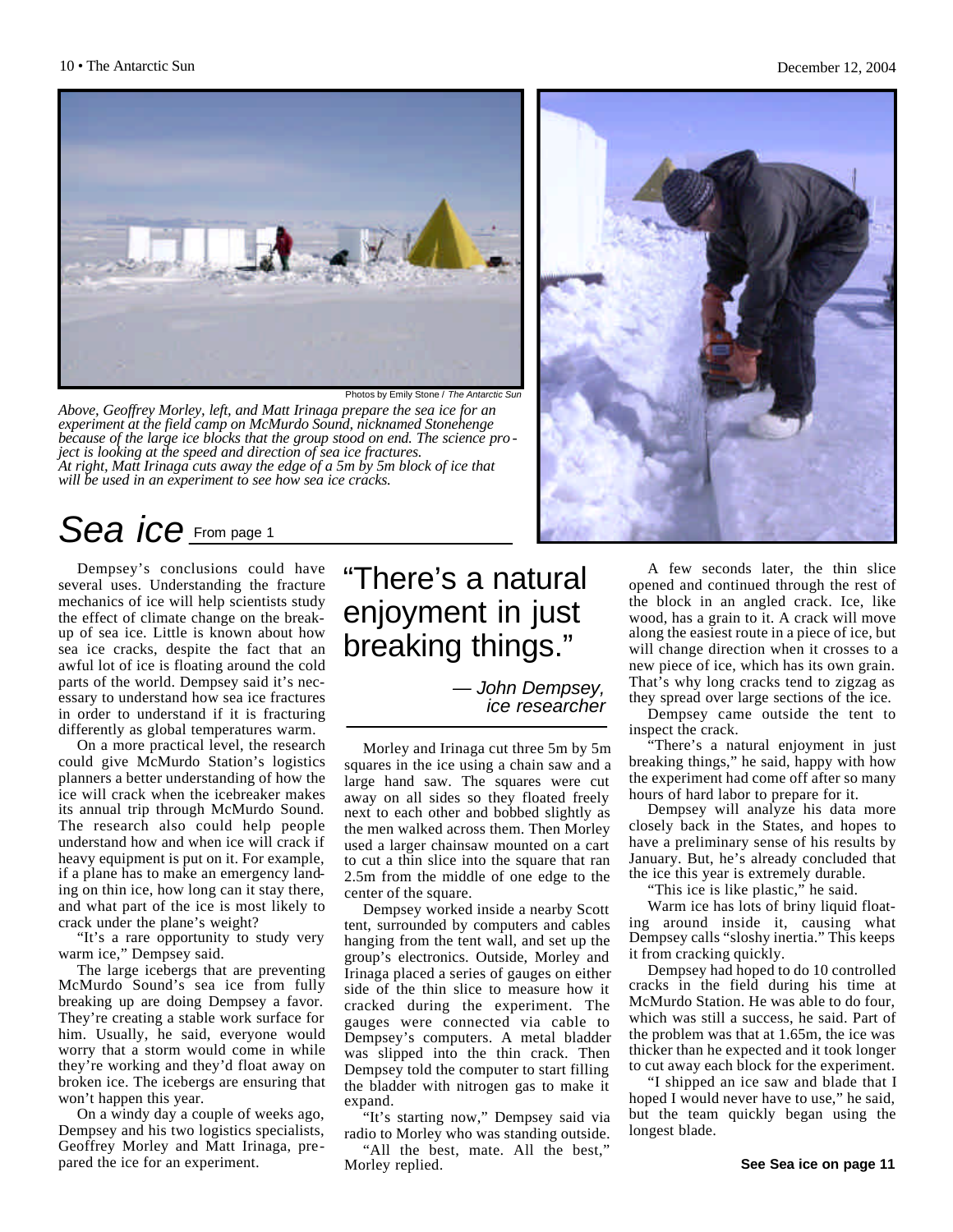Photos by Emily Stone / *The Antarctic Sun*

*Above, Geoffrey Morley, left, and Matt Irinaga prepare the sea ice for an experiment at the field camp on McMurdo Sound, nicknamed Stonehenge because of the large ice blocks that the group stood on end. The science project is looking at the speed and direction of sea ice fractures.*
*At right, Matt Irinaga cuts away the edge of a 5m by 5m block of ice that will be used in an experiment to see how sea ice cracks.*

# Sea ice From page 1

Dempsey's conclusions could have several uses. Understanding the fracture mechanics of ice will help scientists study the effect of climate change on the break-up of sea ice. Little is known about how sea ice cracks, despite the fact that an awful lot of ice is floating around the cold parts of the world. Dempsey said it's necessary to understand how sea ice fractures in order to understand if it is fracturing differently as global temperatures warm.

On a more practical level, the research could give McMurdo Station's logistics planners a better understanding of how the ice will crack when the icebreaker makes its annual trip through McMurdo Sound. The research also could help people understand how and when ice will crack if heavy equipment is put on it. For example, if a plane has to make an emergency landing on thin ice, how long can it stay there, and what part of the ice is most likely to crack under the plane's weight?

"It's a rare opportunity to study very warm ice," Dempsey said.

The large icebergs that are preventing McMurdo Sound's sea ice from fully breaking up are doing Dempsey a favor. They're creating a stable work surface for him. Usually, he said, everyone would worry that a storm would come in while they're working and they'd float away on broken ice. The icebergs are ensuring that won't happen this year.

On a windy day a couple of weeks ago, Dempsey and his two logistics specialists, Geoffrey Morley and Matt Irinaga, prepared the ice for an experiment.

> "There's a natural enjoyment in just breaking things."
>
> — *John Dempsey, ice researcher*

Morley and Irinaga cut three 5m by 5m squares in the ice using a chain saw and a large hand saw. The squares were cut away on all sides so they floated freely next to each other and bobbed slightly as the men walked across them. Then Morley used a larger chainsaw mounted on a cart to cut a thin slice into the square that ran 2.5m from the middle of one edge to the center of the square.

Dempsey worked inside a nearby Scott tent, surrounded by computers and cables hanging from the tent wall, and set up the group's electronics. Outside, Morley and Irinaga placed a series of gauges on either side of the thin slice to measure how it cracked during the experiment. The gauges were connected via cable to Dempsey's computers. A metal bladder was slipped into the thin crack. Then Dempsey told the computer to start filling the bladder with nitrogen gas to make it expand.

"It's starting now," Dempsey said via radio to Morley who was standing outside.

"All the best, mate. All the best," Morley replied.

A few seconds later, the thin slice opened and continued through the rest of the block in an angled crack. Ice, like wood, has a grain to it. A crack will move along the easiest route in a piece of ice, but will change direction when it crosses to a new piece of ice, which has its own grain. That's why long cracks tend to zigzag as they spread over large sections of the ice.

Dempsey came outside the tent to inspect the crack.

"There's a natural enjoyment in just breaking things," he said, happy with how the experiment had come off after so many hours of hard labor to prepare for it.

Dempsey will analyze his data more closely back in the States, and hopes to have a preliminary sense of his results by January. But, he's already concluded that the ice this year is extremely durable.

"This ice is like plastic," he said.

Warm ice has lots of briny liquid floating around inside it, causing what Dempsey calls "sloshy inertia." This keeps it from cracking quickly.

Dempsey had hoped to do 10 controlled cracks in the field during his time at McMurdo Station. He was able to do four, which was still a success, he said. Part of the problem was that at 1.65m, the ice was thicker than he expected and it took longer to cut away each block for the experiment.

"I shipped an ice saw and blade that I hoped I would never have to use," he said, but the team quickly began using the longest blade.

**See Sea ice on page 11**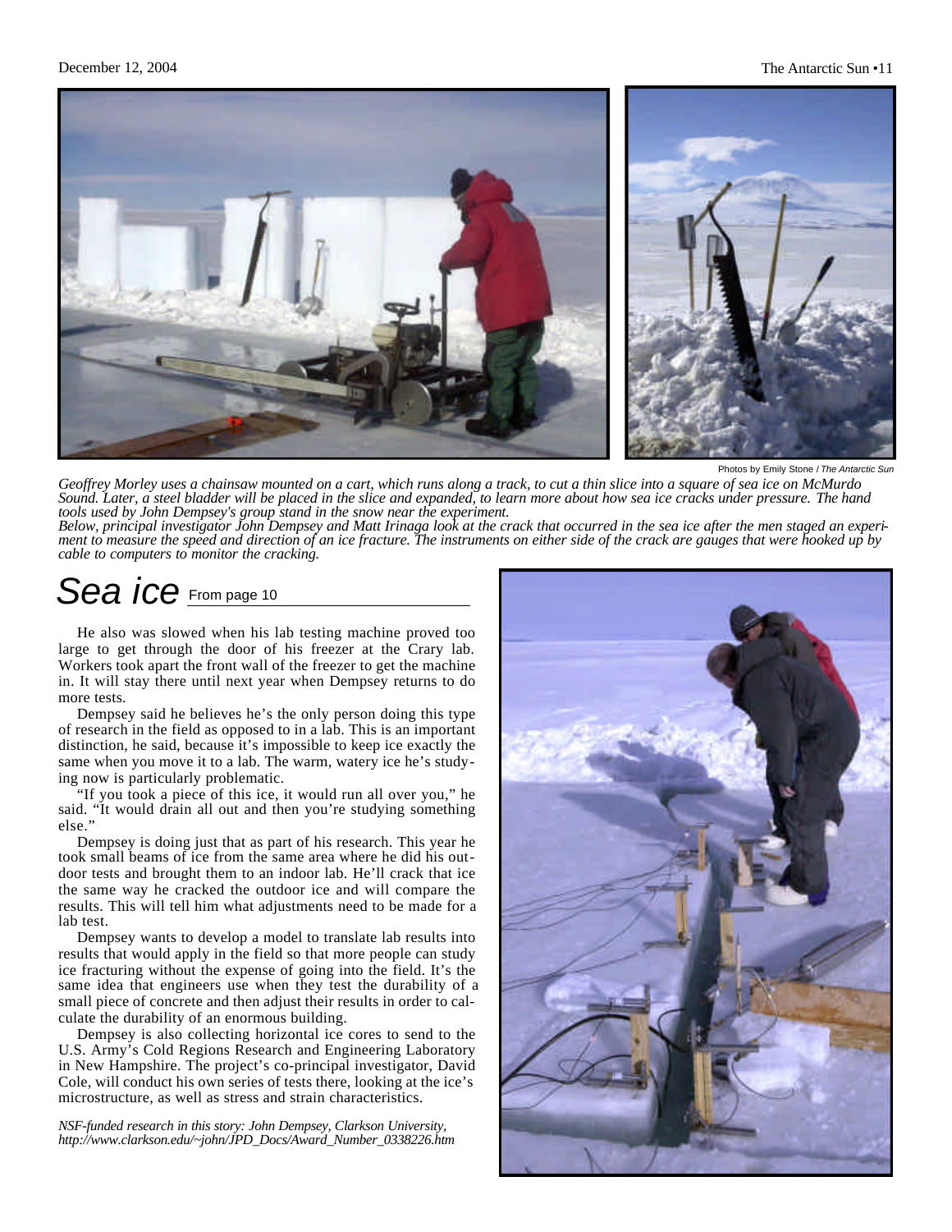Photos by Emily Stone / *The Antarctic Sun*

*Geoffrey Morley uses a chainsaw mounted on a cart, which runs along a track, to cut a thin slice into a square of sea ice on McMurdo Sound. Later, a steel bladder will be placed in the slice and expanded, to learn more about how sea ice cracks under pressure. The hand tools used by John Dempsey's group stand in the snow near the experiment.*

*Below, principal investigator John Dempsey and Matt Irinaga look at the crack that occurred in the sea ice after the men staged an experiment to measure the speed and direction of an ice fracture. The instruments on either side of the crack are gauges that were hooked up by cable to computers to monitor the cracking.*

# Sea ice From page 10

He also was slowed when his lab testing machine proved too large to get through the door of his freezer at the Crary lab. Workers took apart the front wall of the freezer to get the machine in. It will stay there until next year when Dempsey returns to do more tests.

Dempsey said he believes he's the only person doing this type of research in the field as opposed to in a lab. This is an important distinction, he said, because it's impossible to keep ice exactly the same when you move it to a lab. The warm, watery ice he's studying now is particularly problematic.

"If you took a piece of this ice, it would run all over you," he said. "It would drain all out and then you're studying something else."

Dempsey is doing just that as part of his research. This year he took small beams of ice from the same area where he did his outdoor tests and brought them to an indoor lab. He'll crack that ice the same way he cracked the outdoor ice and will compare the results. This will tell him what adjustments need to be made for a lab test.

Dempsey wants to develop a model to translate lab results into results that would apply in the field so that more people can study ice fracturing without the expense of going into the field. It's the same idea that engineers use when they test the durability of a small piece of concrete and then adjust their results in order to calculate the durability of an enormous building.

Dempsey is also collecting horizontal ice cores to send to the U.S. Army's Cold Regions Research and Engineering Laboratory in New Hampshire. The project's co-principal investigator, David Cole, will conduct his own series of tests there, looking at the ice's microstructure, as well as stress and strain characteristics.

*NSF-funded research in this story: John Dempsey, Clarkson University, http://www.clarkson.edu/~john/JPD_Docs/Award_Number_0338226.htm*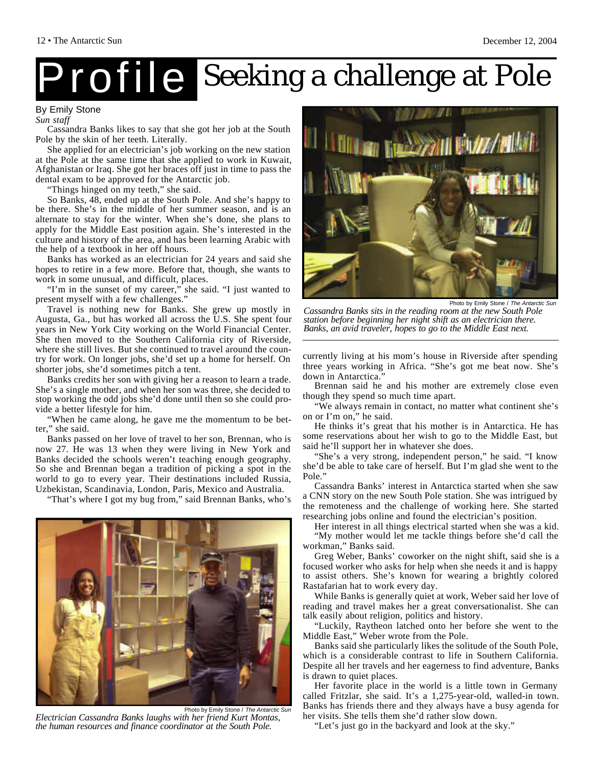# Profile Seeking a challenge at Pole

By Emily Stone
*Sun staff*

Cassandra Banks likes to say that she got her job at the South Pole by the skin of her teeth. Literally.

She applied for an electrician's job working on the new station at the Pole at the same time that she applied to work in Kuwait, Afghanistan or Iraq. She got her braces off just in time to pass the dental exam to be approved for the Antarctic job.

"Things hinged on my teeth," she said.

So Banks, 48, ended up at the South Pole. And she's happy to be there. She's in the middle of her summer season, and is an alternate to stay for the winter. When she's done, she plans to apply for the Middle East position again. She's interested in the culture and history of the area, and has been learning Arabic with the help of a textbook in her off hours.

Banks has worked as an electrician for 24 years and said she hopes to retire in a few more. Before that, though, she wants to work in some unusual, and difficult, places.

"I'm in the sunset of my career," she said. "I just wanted to present myself with a few challenges."

Travel is nothing new for Banks. She grew up mostly in Augusta, Ga., but has worked all across the U.S. She spent four years in New York City working on the World Financial Center. She then moved to the Southern California city of Riverside, where she still lives. But she continued to travel around the country for work. On longer jobs, she'd set up a home for herself. On shorter jobs, she'd sometimes pitch a tent.

Banks credits her son with giving her a reason to learn a trade. She's a single mother, and when her son was three, she decided to stop working the odd jobs she'd done until then so she could provide a better lifestyle for him.

"When he came along, he gave me the momentum to be better," she said.

Banks passed on her love of travel to her son, Brennan, who is now 27. He was 13 when they were living in New York and Banks decided the schools weren't teaching enough geography. So she and Brennan began a tradition of picking a spot in the world to go to every year. Their destinations included Russia, Uzbekistan, Scandinavia, London, Paris, Mexico and Australia.

"That's where I got my bug from," said Brennan Banks, who's currently living at his mom's house in Riverside after spending three years working in Africa. "She's got me beat now. She's down in Antarctica."

Brennan said he and his mother are extremely close even though they spend so much time apart.

"We always remain in contact, no matter what continent she's on or I'm on," he said.

He thinks it's great that his mother is in Antarctica. He has some reservations about her wish to go to the Middle East, but said he'll support her in whatever she does.

"She's a very strong, independent person," he said. "I know she'd be able to take care of herself. But I'm glad she went to the Pole."

Cassandra Banks' interest in Antarctica started when she saw a CNN story on the new South Pole station. She was intrigued by the remoteness and the challenge of working here. She started researching jobs online and found the electrician's position.

Her interest in all things electrical started when she was a kid.

"My mother would let me tackle things before she'd call the workman," Banks said.

Greg Weber, Banks' coworker on the night shift, said she is a focused worker who asks for help when she needs it and is happy to assist others. She's known for wearing a brightly colored Rastafarian hat to work every day.

While Banks is generally quiet at work, Weber said her love of reading and travel makes her a great conversationalist. She can talk easily about religion, politics and history.

"Luckily, Raytheon latched onto her before she went to the Middle East," Weber wrote from the Pole.

Banks said she particularly likes the solitude of the South Pole, which is a considerable contrast to life in Southern California. Despite all her travels and her eagerness to find adventure, Banks is drawn to quiet places.

Her favorite place in the world is a little town in Germany called Fritzlar, she said. It's a 1,275-year-old, walled-in town. Banks has friends there and they always have a busy agenda for her visits. She tells them she'd rather slow down.

"Let's just go in the backyard and look at the sky."

Photo by Emily Stone / *The Antarctic Sun*

*Cassandra Banks sits in the reading room at the new South Pole station before beginning her night shift as an electrician there. Banks, an avid traveler, hopes to go to the Middle East next.*

Photo by Emily Stone / *The Antarctic Sun*

*Electrician Cassandra Banks laughs with her friend Kurt Montas, the human resources and finance coordinator at the South Pole.*